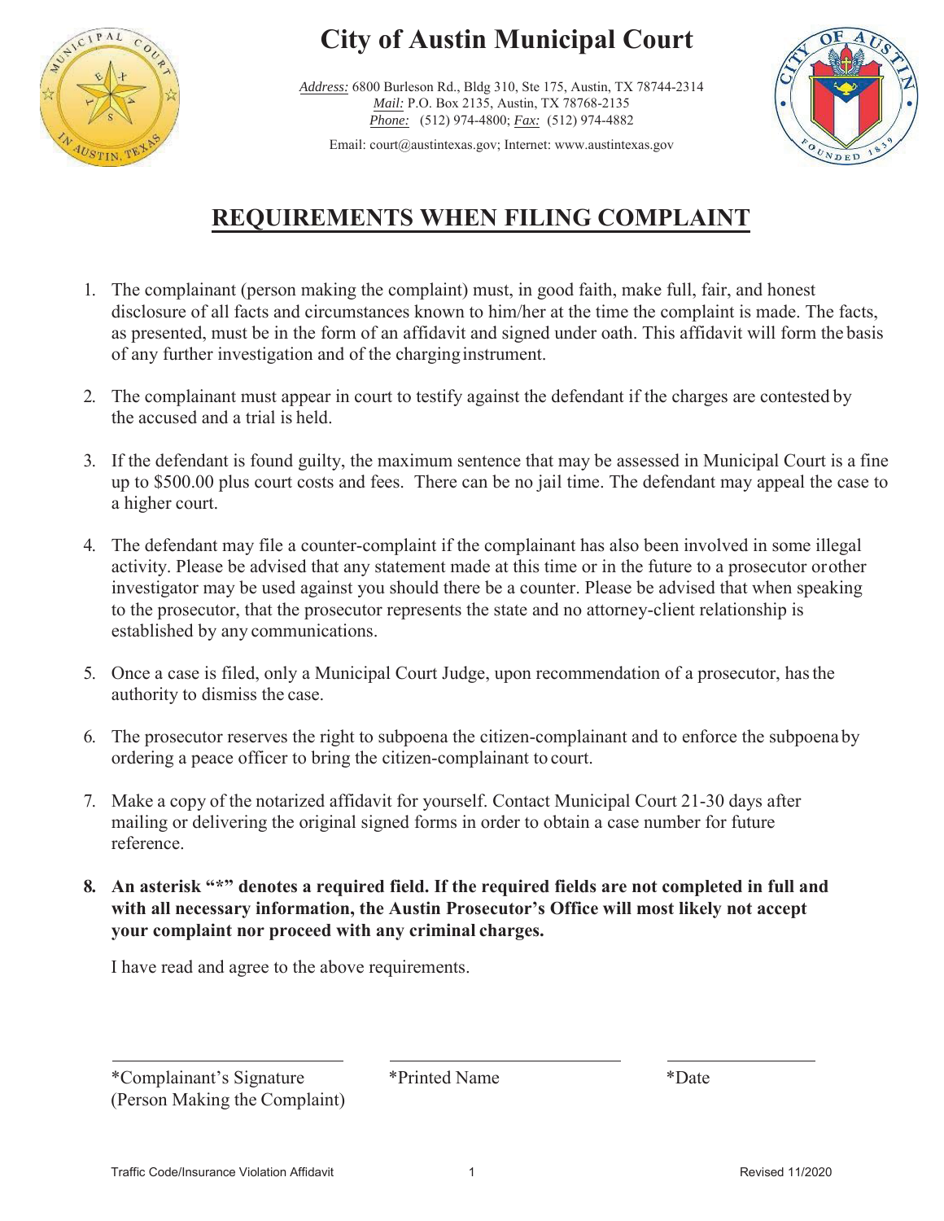# City of Austin Municipal Court

*Address:* 6800 Burleson Rd., Bldg 310, Ste 175, Austin, TX 78744-2314
*Mail:* P.O. Box 2135, Austin, TX 78768-2135
*Phone:* (512) 974-4800; *Fax:* (512) 974-4882

Email: court@austintexas.gov; Internet: www.austintexas.gov

## REQUIREMENTS WHEN FILING COMPLAINT

1. The complainant (person making the complaint) must, in good faith, make full, fair, and honest disclosure of all facts and circumstances known to him/her at the time the complaint is made. The facts, as presented, must be in the form of an affidavit and signed under oath. This affidavit will form the basis of any further investigation and of the charging instrument.

2. The complainant must appear in court to testify against the defendant if the charges are contested by the accused and a trial is held.

3. If the defendant is found guilty, the maximum sentence that may be assessed in Municipal Court is a fine up to $500.00 plus court costs and fees. There can be no jail time. The defendant may appeal the case to a higher court.

4. The defendant may file a counter-complaint if the complainant has also been involved in some illegal activity. Please be advised that any statement made at this time or in the future to a prosecutor or other investigator may be used against you should there be a counter. Please be advised that when speaking to the prosecutor, that the prosecutor represents the state and no attorney-client relationship is established by any communications.

5. Once a case is filed, only a Municipal Court Judge, upon recommendation of a prosecutor, has the authority to dismiss the case.

6. The prosecutor reserves the right to subpoena the citizen-complainant and to enforce the subpoena by ordering a peace officer to bring the citizen-complainant to court.

7. Make a copy of the notarized affidavit for yourself. Contact Municipal Court 21-30 days after mailing or delivering the original signed forms in order to obtain a case number for future reference.

8. **An asterisk "*" denotes a required field. If the required fields are not completed in full and with all necessary information, the Austin Prosecutor's Office will most likely not accept your complaint nor proceed with any criminal charges.**

I have read and agree to the above requirements.

| ______________________ | ______________________ | ______________ |
|---|---|---|
| *Complainant's Signature (Person Making the Complaint) | *Printed Name | *Date |

Traffic Code/Insurance Violation Affidavit — Revised 11/2020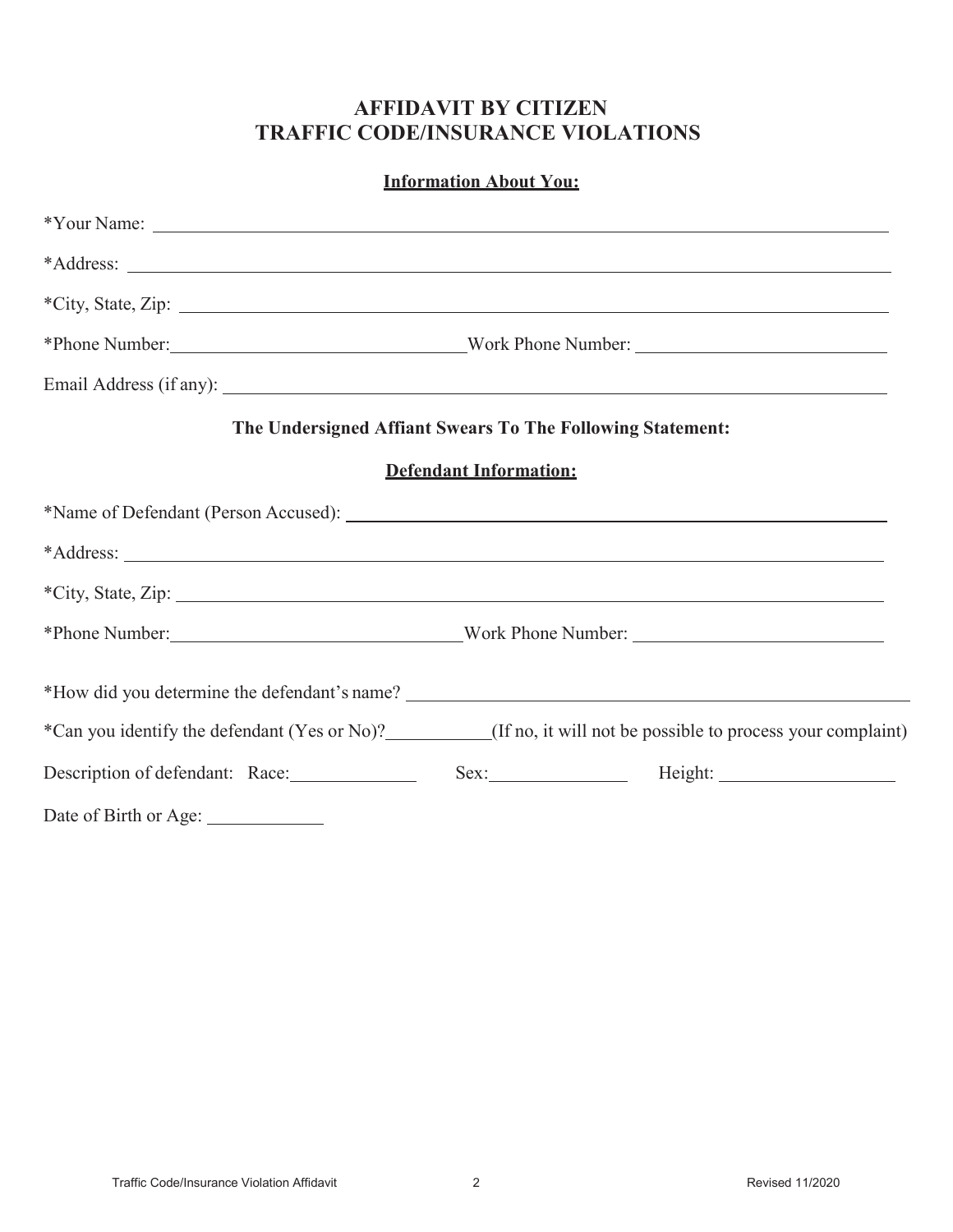# AFFIDAVIT BY CITIZEN
# TRAFFIC CODE/INSURANCE VIOLATIONS

**Information About You:**

*Your Name: ______________________________________________

*Address: ______________________________________________

*City, State, Zip: ______________________________________________

*Phone Number: ____________________ Work Phone Number: ____________________

Email Address (if any): ______________________________________________

**The Undersigned Affiant Swears To The Following Statement:**

**Defendant Information:**

*Name of Defendant (Person Accused): ______________________________________________

*Address: ______________________________________________

*City, State, Zip: ______________________________________________

*Phone Number: ____________________ Work Phone Number: ____________________

*How did you determine the defendant's name? ______________________________________________

*Can you identify the defendant (Yes or No)? __________ (If no, it will not be possible to process your complaint)

Description of defendant: Race: __________ Sex: __________ Height: __________

Date of Birth or Age: __________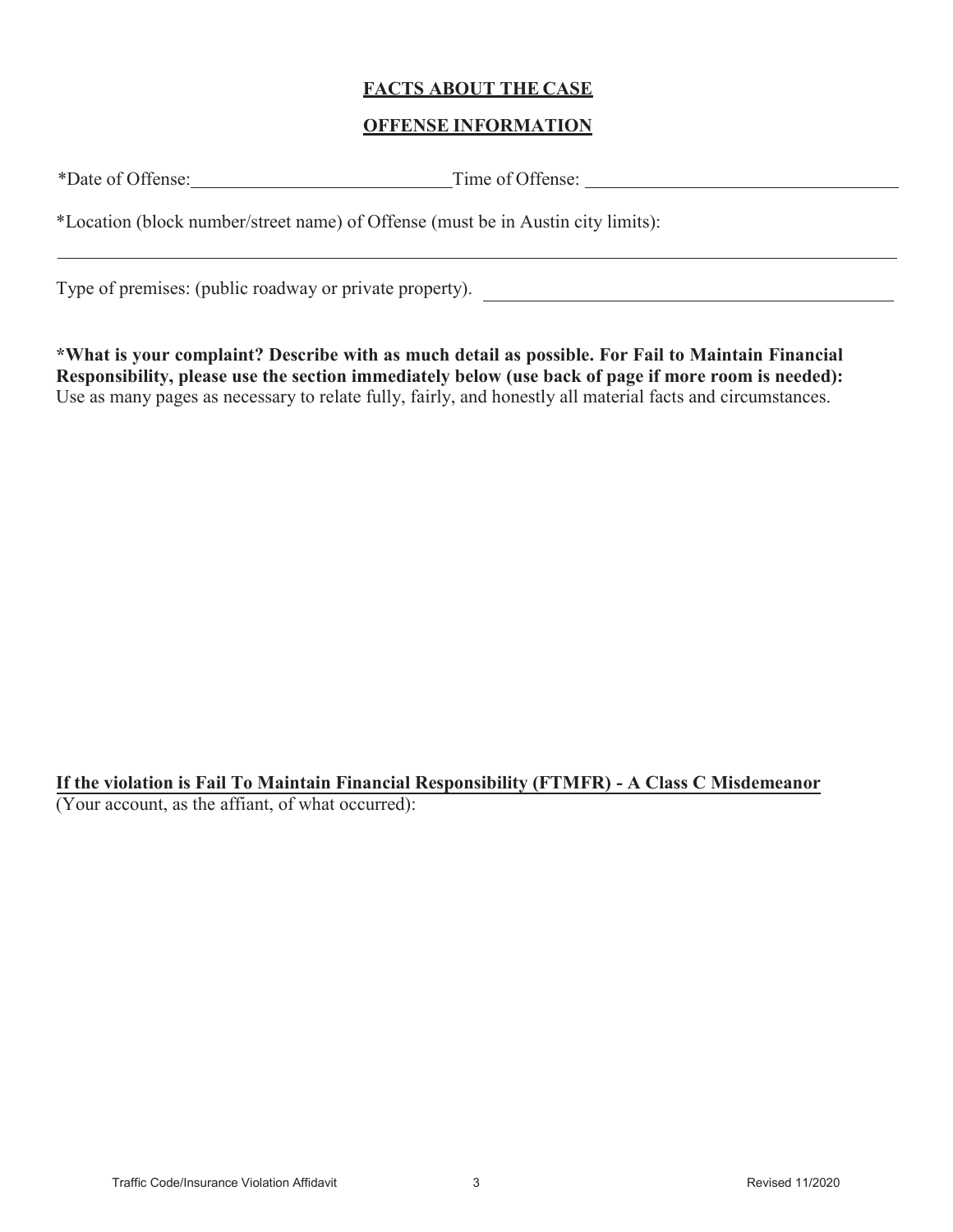## FACTS ABOUT THE CASE

## OFFENSE INFORMATION

*Date of Offense: ____________________________ Time of Offense: ____________________________________

*Location (block number/street name) of Offense (must be in Austin city limits):

__________________________________________________________________________________________

Type of premises: (public roadway or private property). ____________________________________________

**\*What is your complaint? Describe with as much detail as possible. For Fail to Maintain Financial Responsibility, please use the section immediately below (use back of page if more room is needed):**
Use as many pages as necessary to relate fully, fairly, and honestly all material facts and circumstances.

**If the violation is Fail To Maintain Financial Responsibility (FTMFR) - A Class C Misdemeanor**
(Your account, as the affiant, of what occurred):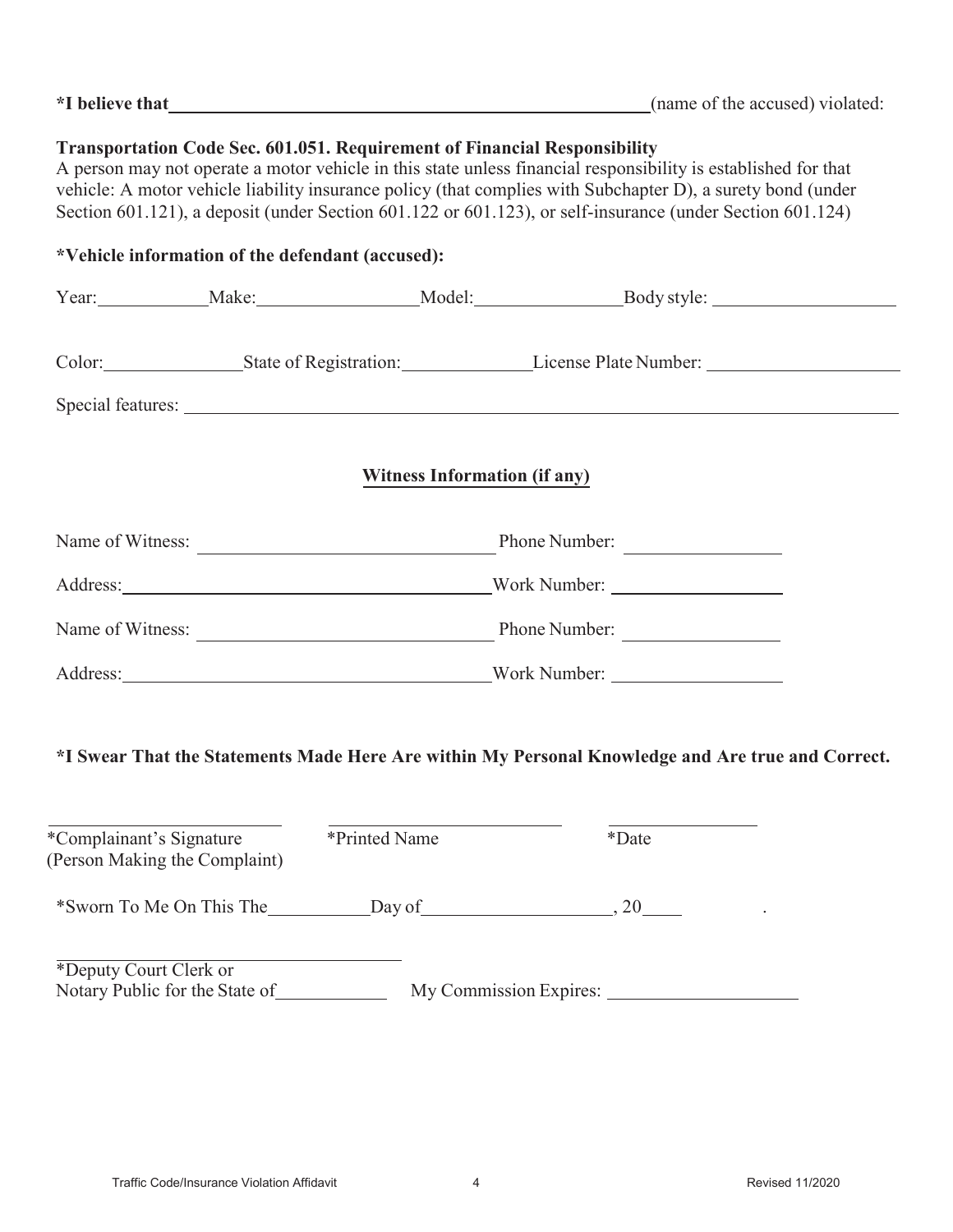**\*I believe that** ______________________________________________ (name of the accused) violated:

**Transportation Code Sec. 601.051. Requirement of Financial Responsibility**
A person may not operate a motor vehicle in this state unless financial responsibility is established for that vehicle: A motor vehicle liability insurance policy (that complies with Subchapter D), a surety bond (under Section 601.121), a deposit (under Section 601.122 or 601.123), or self-insurance (under Section 601.124)

**\*Vehicle information of the defendant (accused):**

Year: __________ Make: ______________ Model: ______________ Body style: ________________

Color: ______________ State of Registration: ____________ License Plate Number: ________________

Special features: ________________________________________________________________

## Witness Information (if any)

Name of Witness: ____________________________ Phone Number: ______________

Address: ___________________________________ Work Number: ________________

Name of Witness: ____________________________ Phone Number: ______________

Address: ___________________________________ Work Number: ________________

**\*I Swear That the Statements Made Here Are within My Personal Knowledge and Are true and Correct.**

| ______________________ | ______________________ | ______________ |
|---|---|---|
| \*Complainant's Signature (Person Making the Complaint) | \*Printed Name | \*Date |

\*Sworn To Me On This The __________ Day of ________________, 20____ .

______________________________
\*Deputy Court Clerk or
Notary Public for the State of __________ My Commission Expires: ________________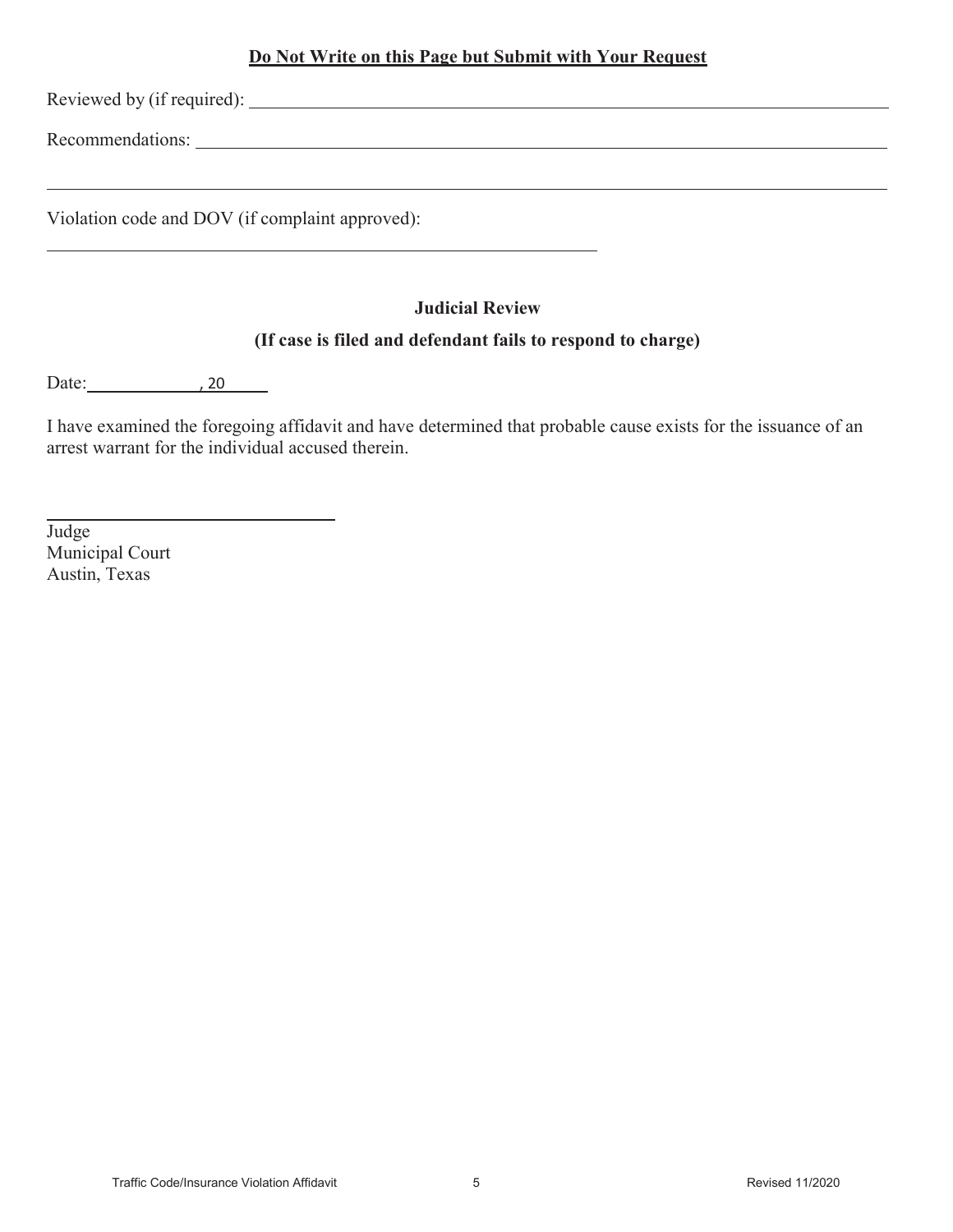**Do Not Write on this Page but Submit with Your Request**

Reviewed by (if required): ______________________________________________

Recommendations: ______________________________________________

______________________________________________

Violation code and DOV (if complaint approved):

______________________________________________

**Judicial Review**

**(If case is filed and defendant fails to respond to charge)**

Date: ____________, 20____

I have examined the foregoing affidavit and have determined that probable cause exists for the issuance of an arrest warrant for the individual accused therein.

______________________________
Judge
Municipal Court
Austin, Texas